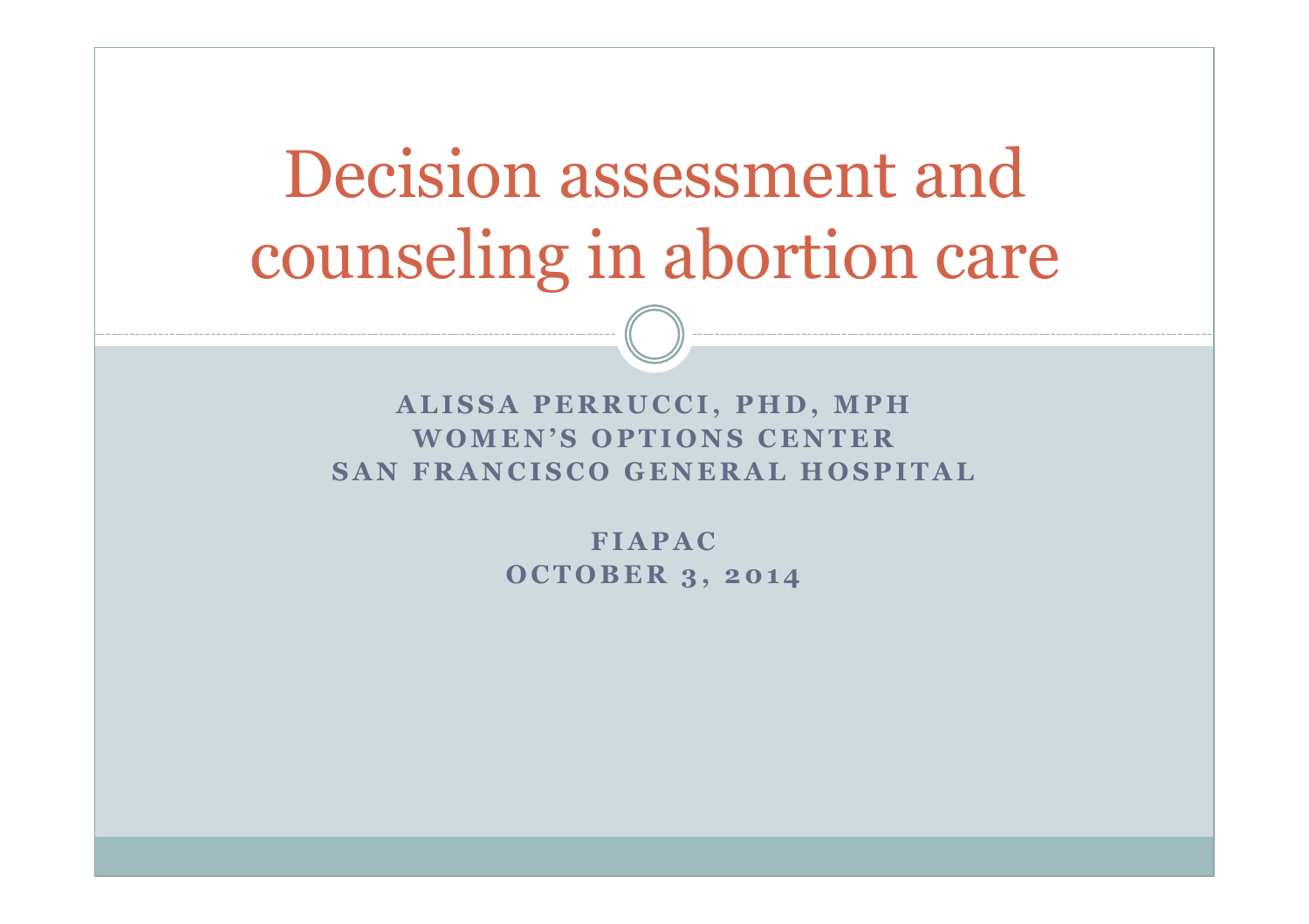# Decision assessment and counseling in abortion care

**ALISSA PERRUCCI, PHD, MPH**
**WOMEN'S OPTIONS CENTER**
**SAN FRANCISCO GENERAL HOSPITAL**

**FIAPAC**
**OCTOBER 3, 2014**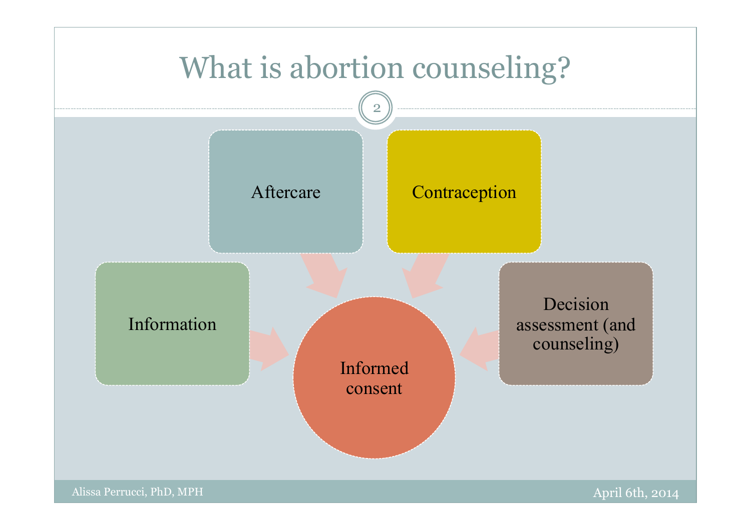# What is abortion counseling?

- Aftercare
- Contraception
- Information
- Decision assessment (and counseling)
- Informed consent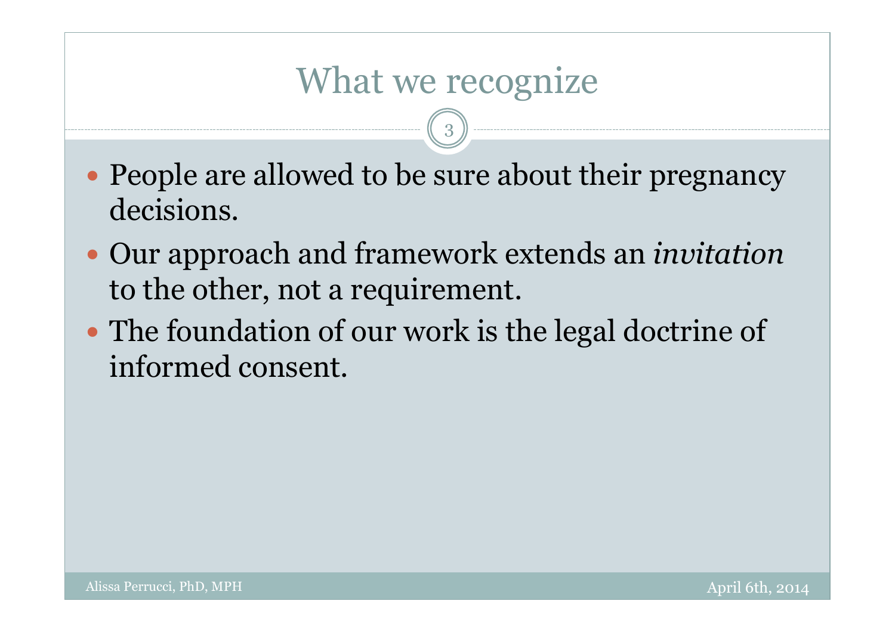# What we recognize

- People are allowed to be sure about their pregnancy decisions.
- Our approach and framework extends an *invitation* to the other, not a requirement.
- The foundation of our work is the legal doctrine of informed consent.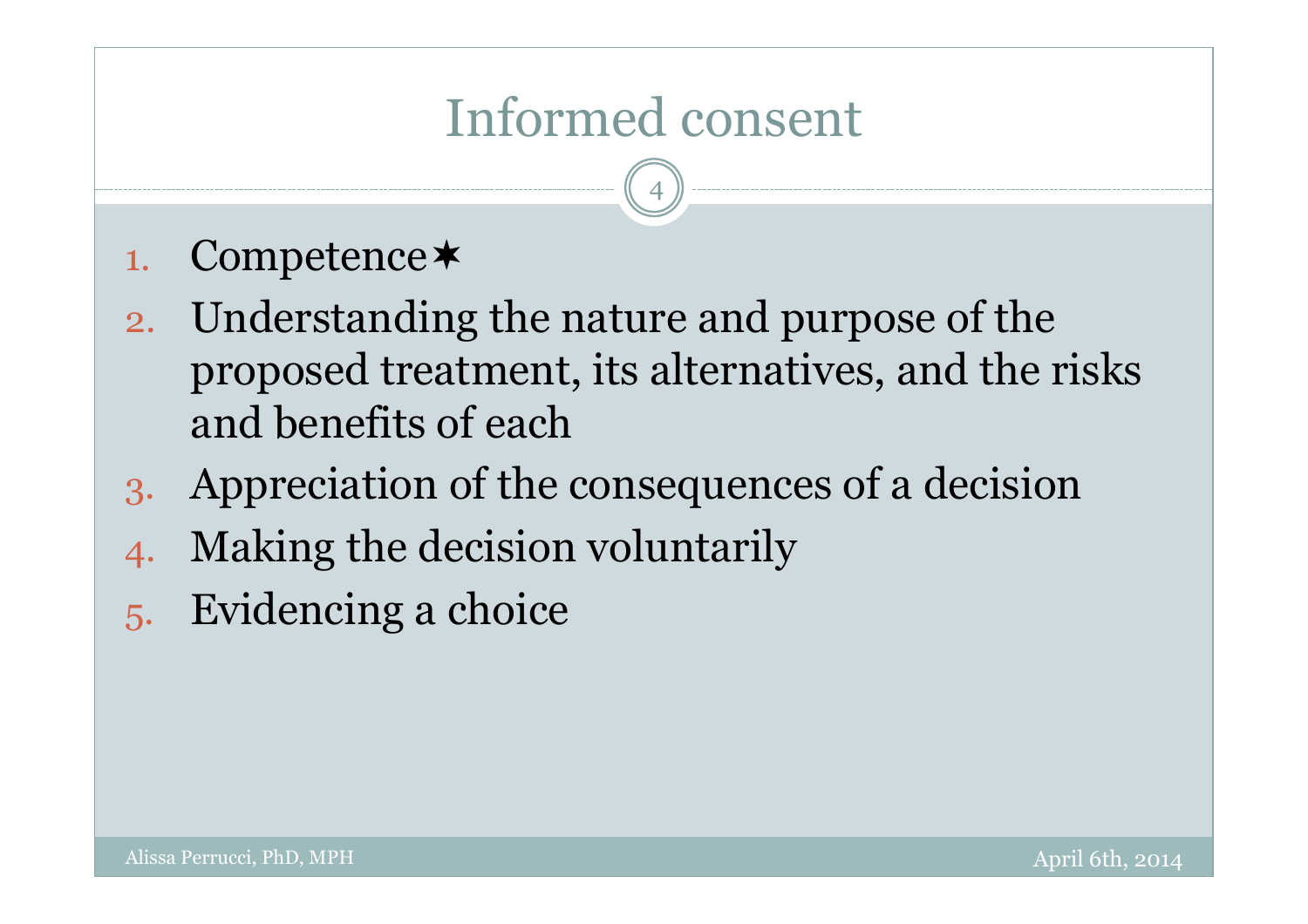# Informed consent

1. Competence✶
2. Understanding the nature and purpose of the proposed treatment, its alternatives, and the risks and benefits of each
3. Appreciation of the consequences of a decision
4. Making the decision voluntarily
5. Evidencing a choice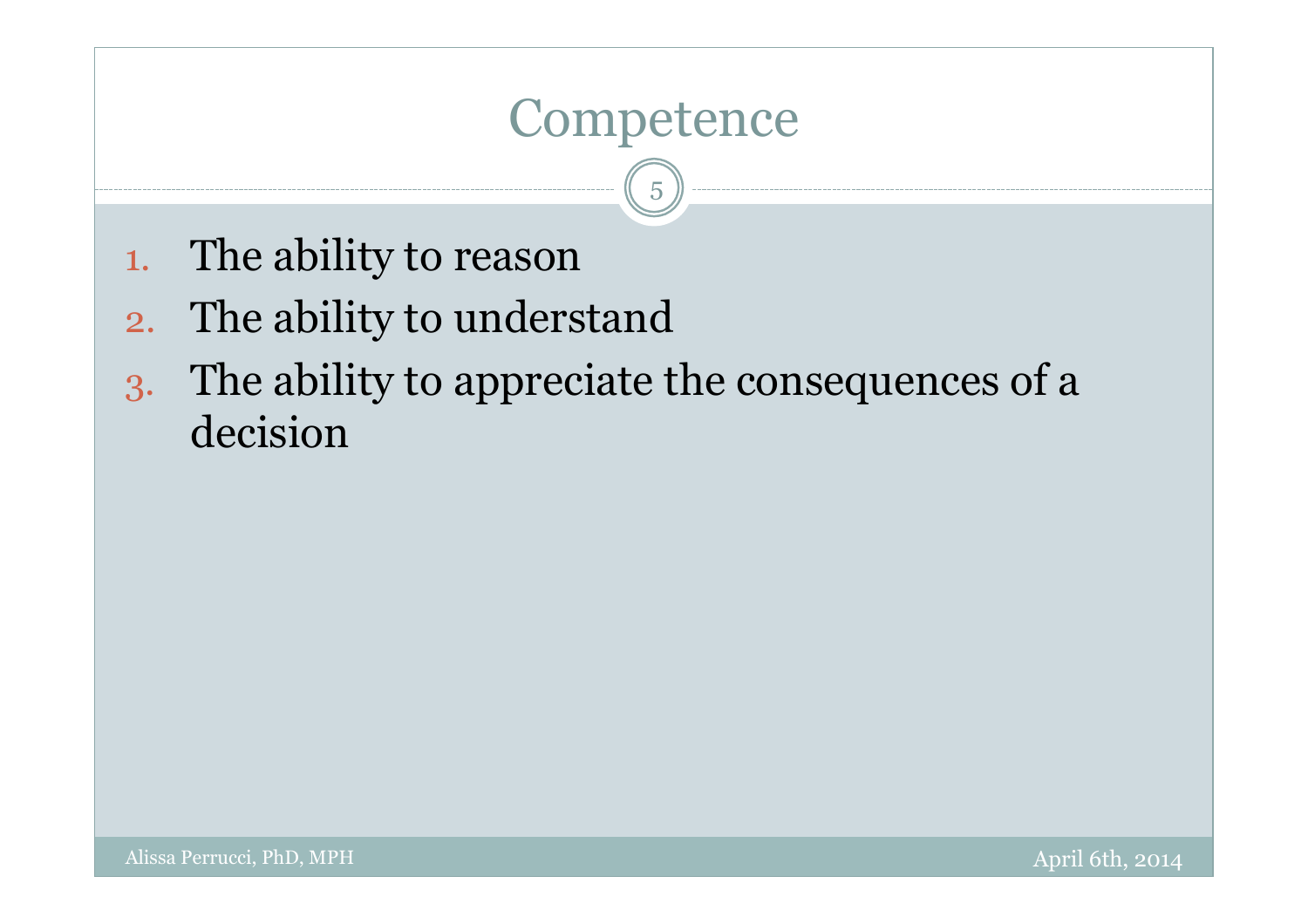# Competence

1. The ability to reason
2. The ability to understand
3. The ability to appreciate the consequences of a decision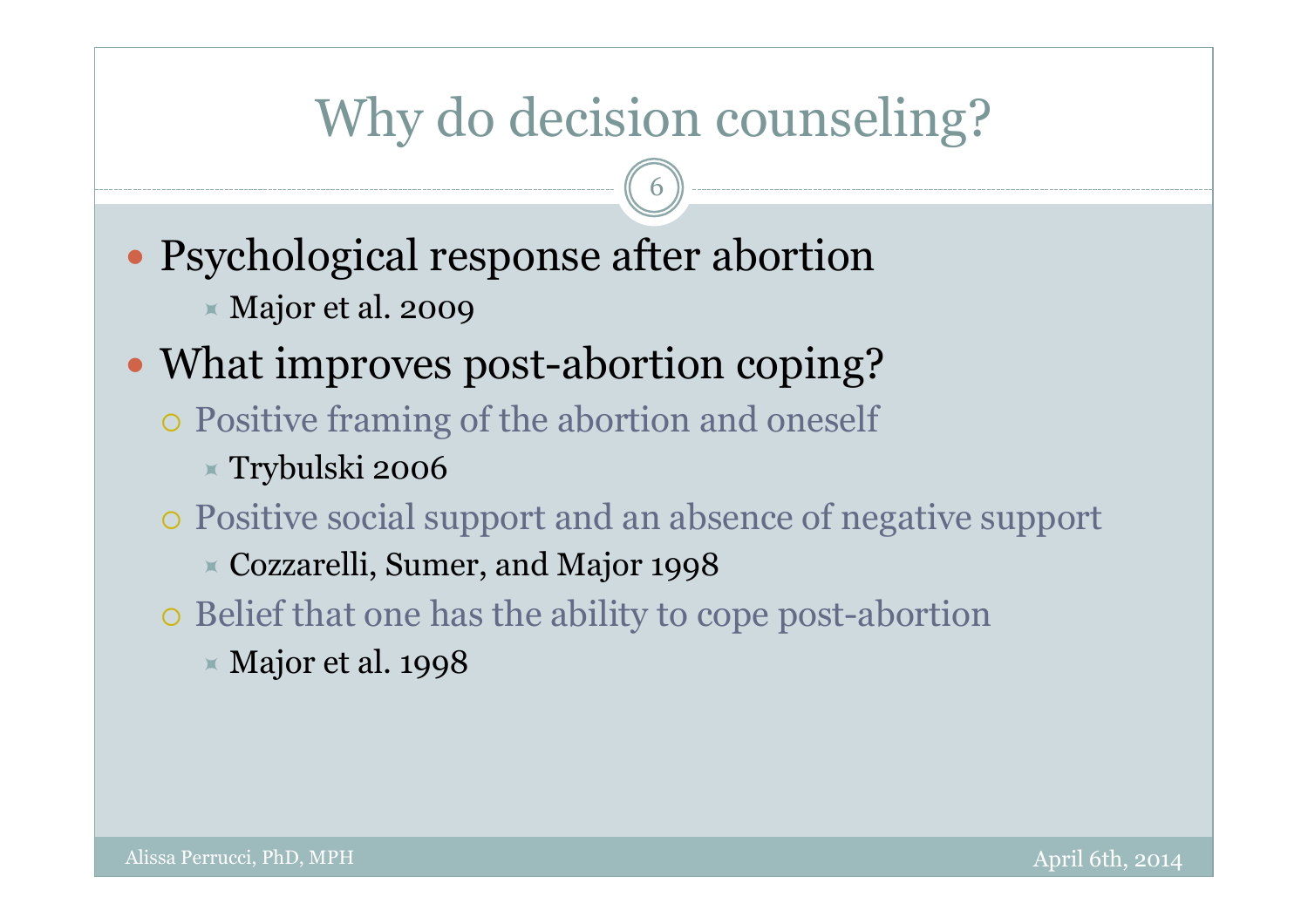# Why do decision counseling?

- Psychological response after abortion
  - Major et al. 2009
- What improves post-abortion coping?
  - Positive framing of the abortion and oneself
    - Trybulski 2006
  - Positive social support and an absence of negative support
    - Cozzarelli, Sumer, and Major 1998
  - Belief that one has the ability to cope post-abortion
    - Major et al. 1998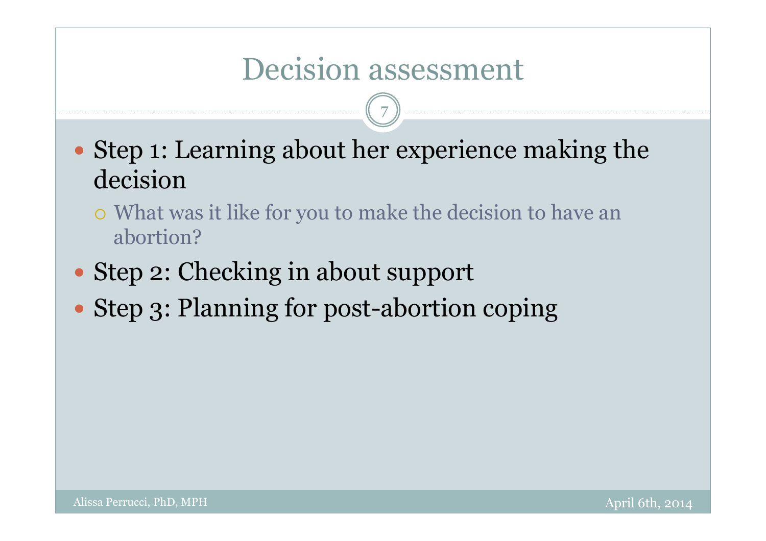# Decision assessment

- Step 1: Learning about her experience making the decision
  - What was it like for you to make the decision to have an abortion?
- Step 2: Checking in about support
- Step 3: Planning for post-abortion coping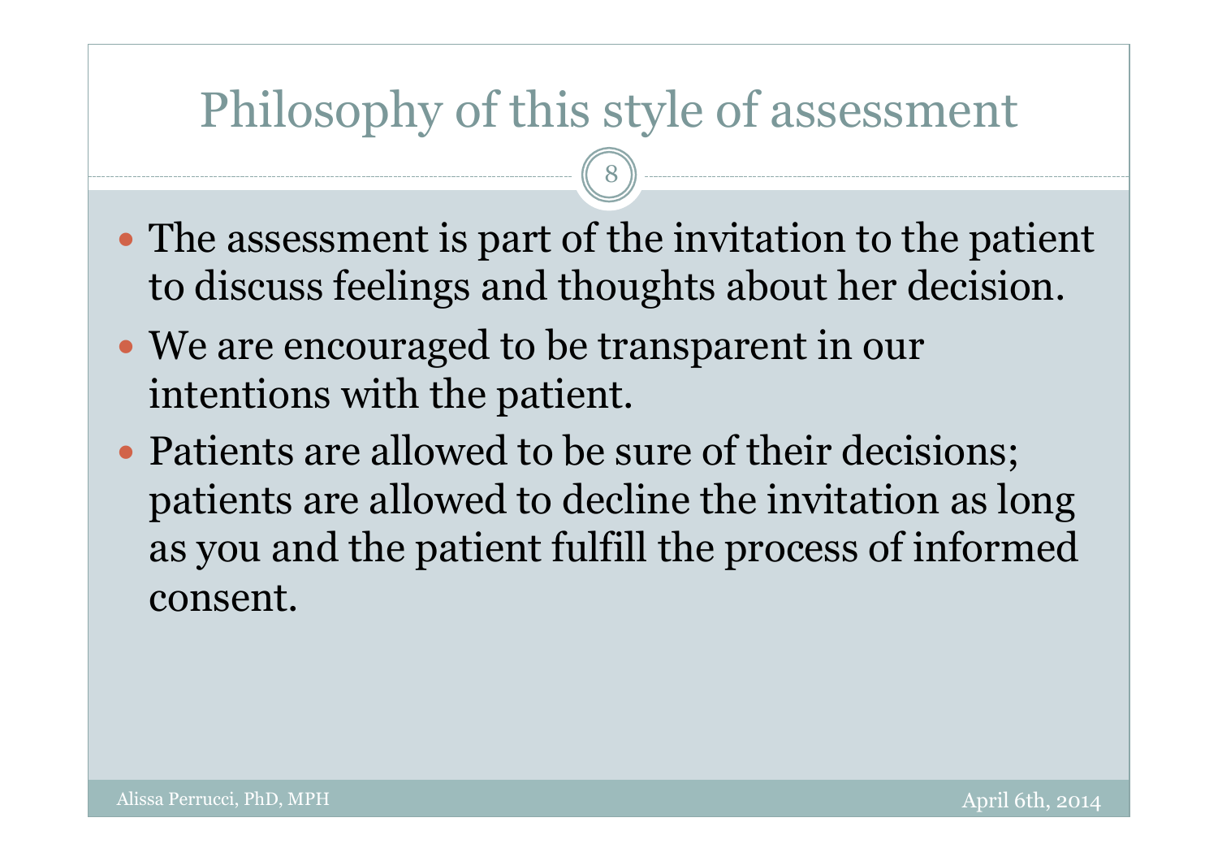# Philosophy of this style of assessment

- The assessment is part of the invitation to the patient to discuss feelings and thoughts about her decision.
- We are encouraged to be transparent in our intentions with the patient.
- Patients are allowed to be sure of their decisions; patients are allowed to decline the invitation as long as you and the patient fulfill the process of informed consent.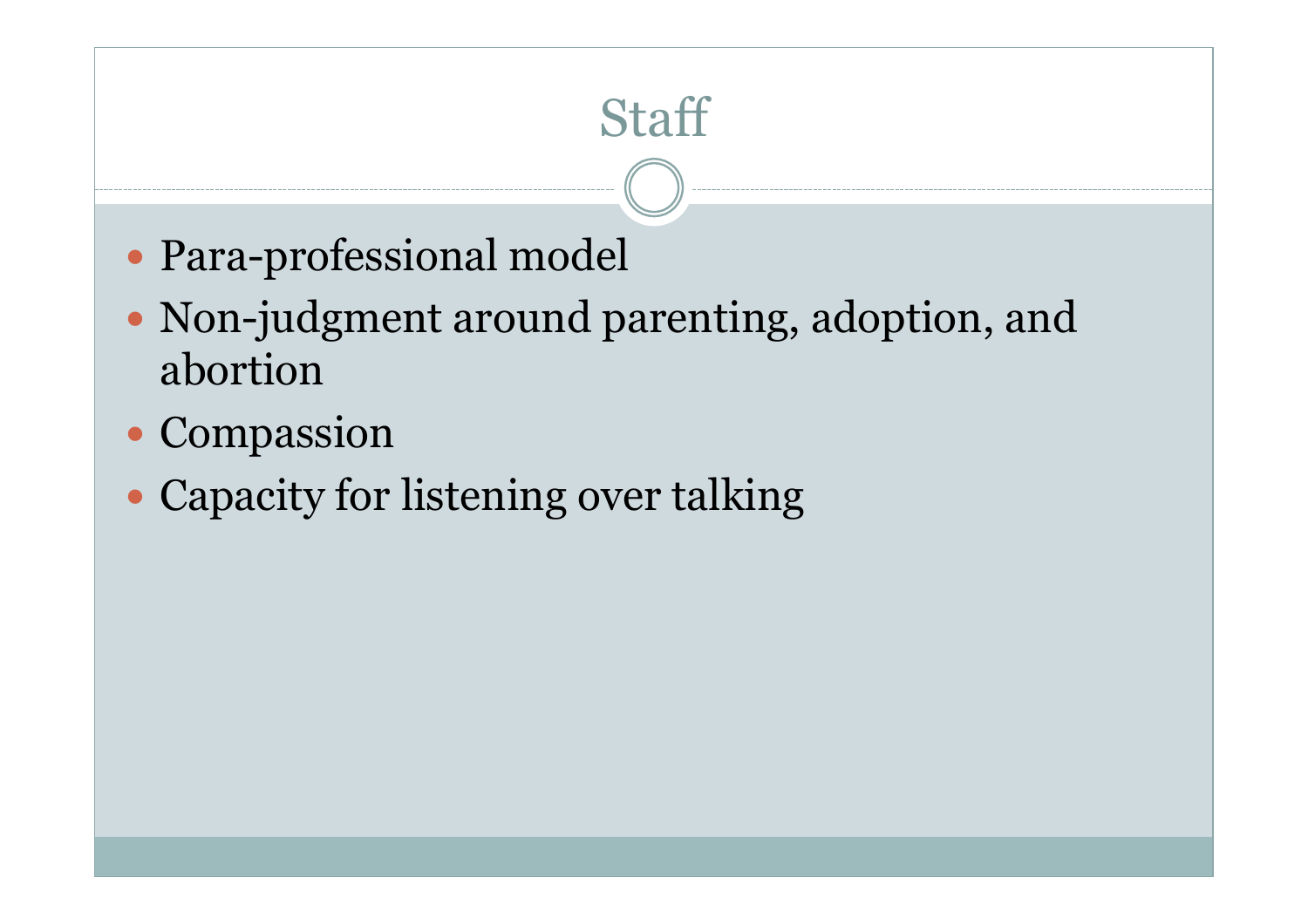# Staff

- Para-professional model
- Non-judgment around parenting, adoption, and abortion
- Compassion
- Capacity for listening over talking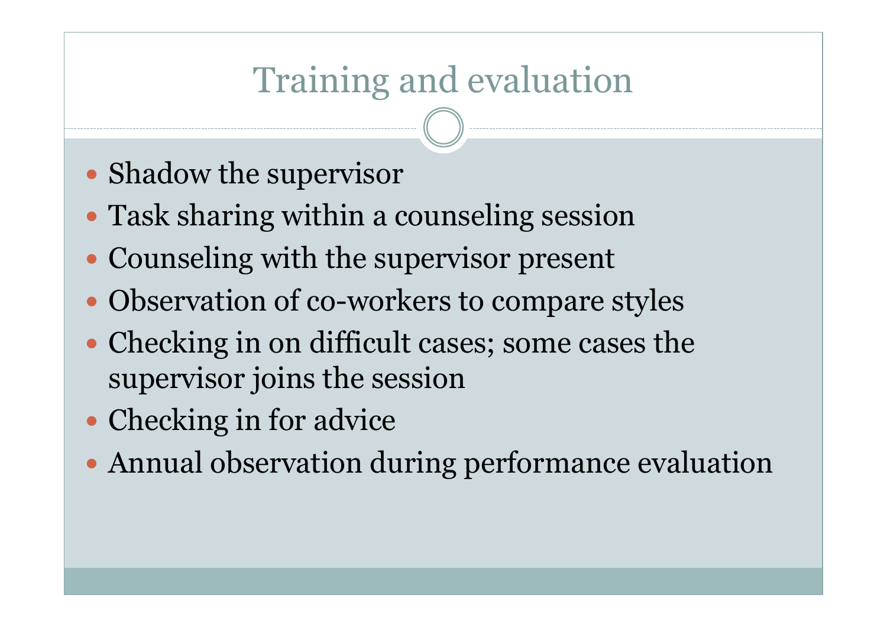# Training and evaluation

- Shadow the supervisor
- Task sharing within a counseling session
- Counseling with the supervisor present
- Observation of co-workers to compare styles
- Checking in on difficult cases; some cases the supervisor joins the session
- Checking in for advice
- Annual observation during performance evaluation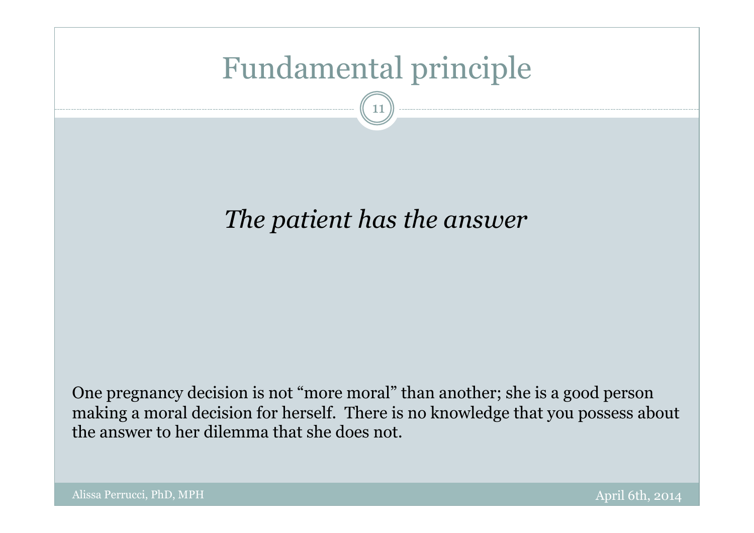# Fundamental principle

*The patient has the answer*

One pregnancy decision is not “more moral” than another; she is a good person making a moral decision for herself. There is no knowledge that you possess about the answer to her dilemma that she does not.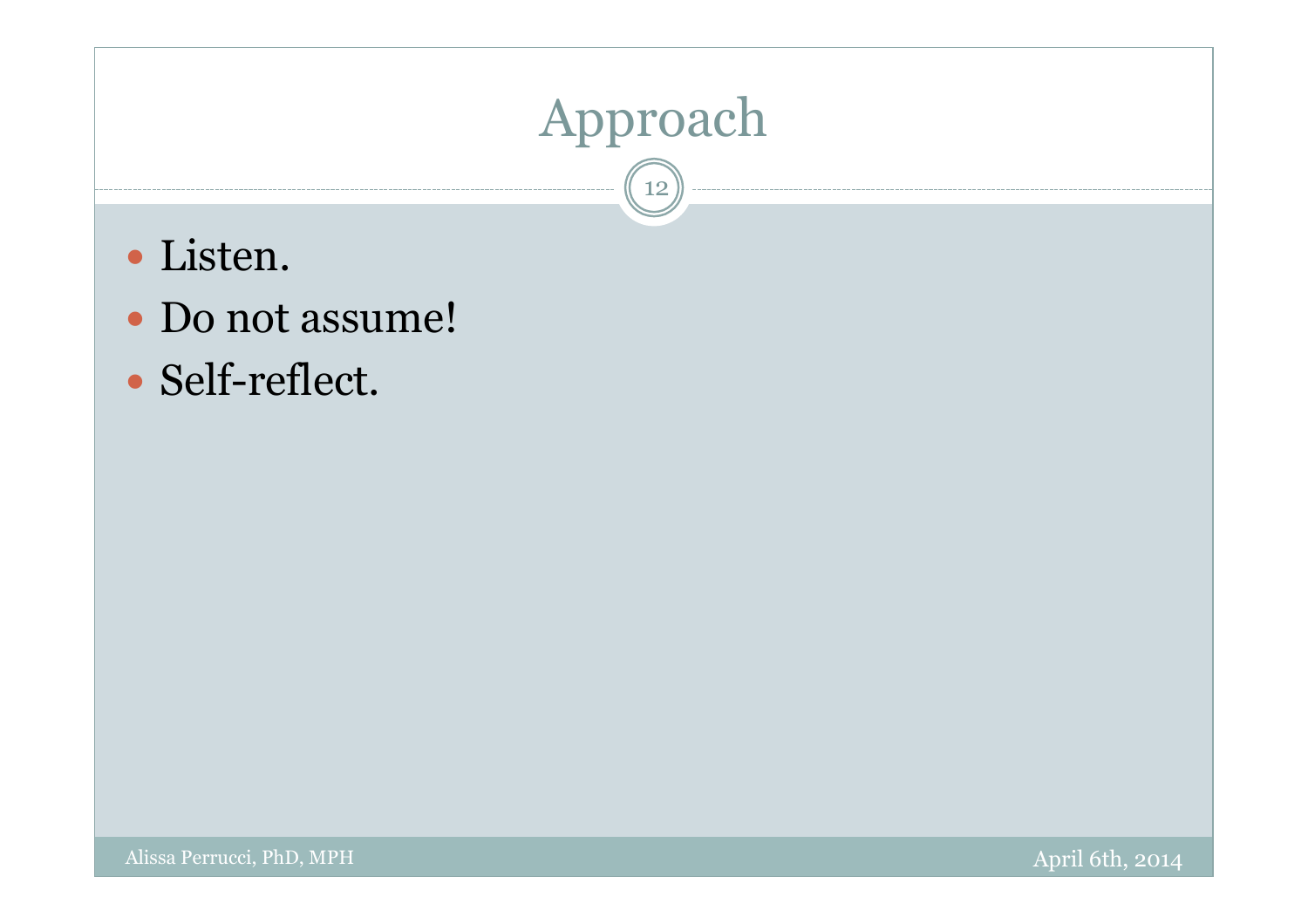# Approach

- Listen.
- Do not assume!
- Self-reflect.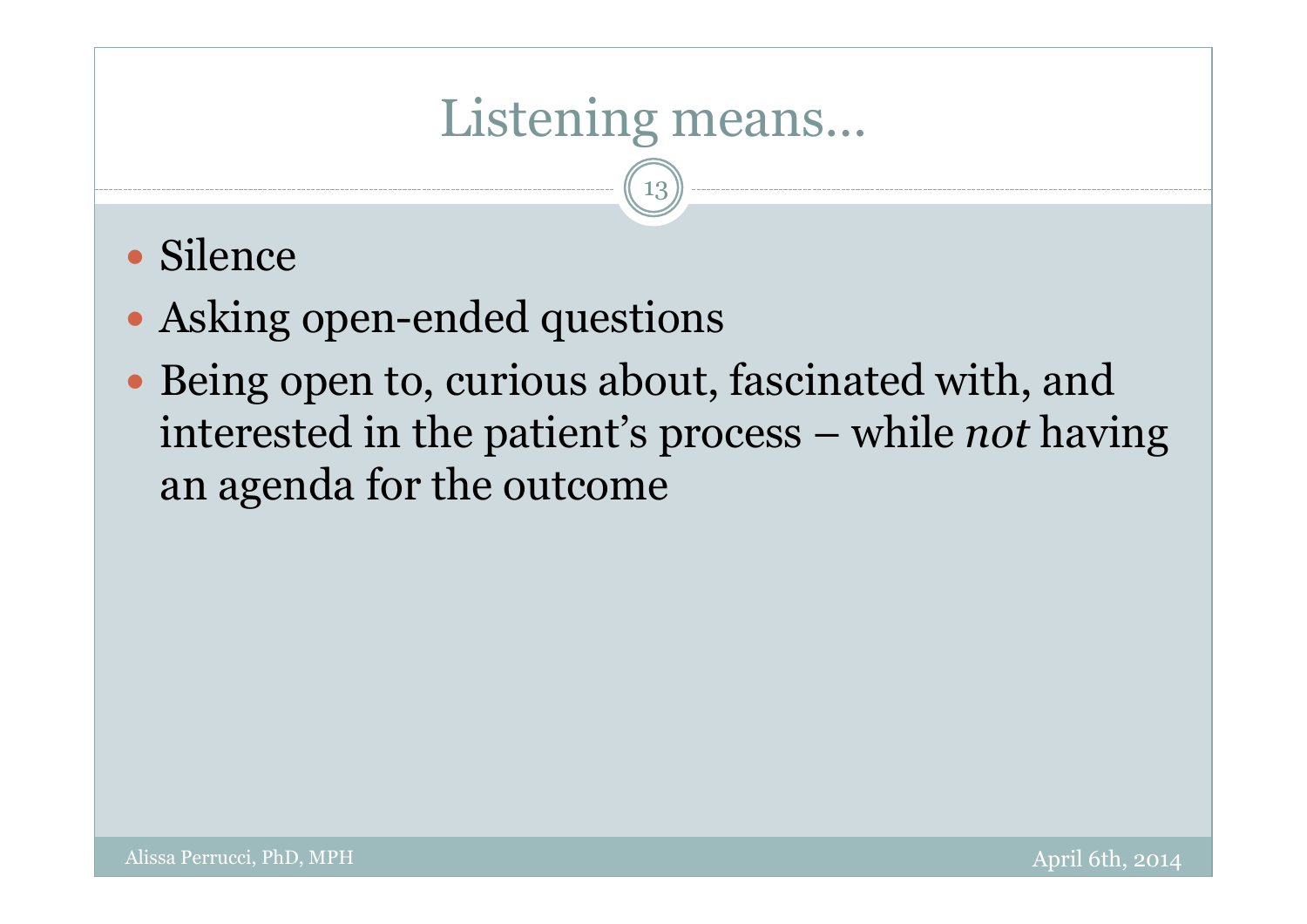# Listening means…

- Silence
- Asking open-ended questions
- Being open to, curious about, fascinated with, and interested in the patient's process – while *not* having an agenda for the outcome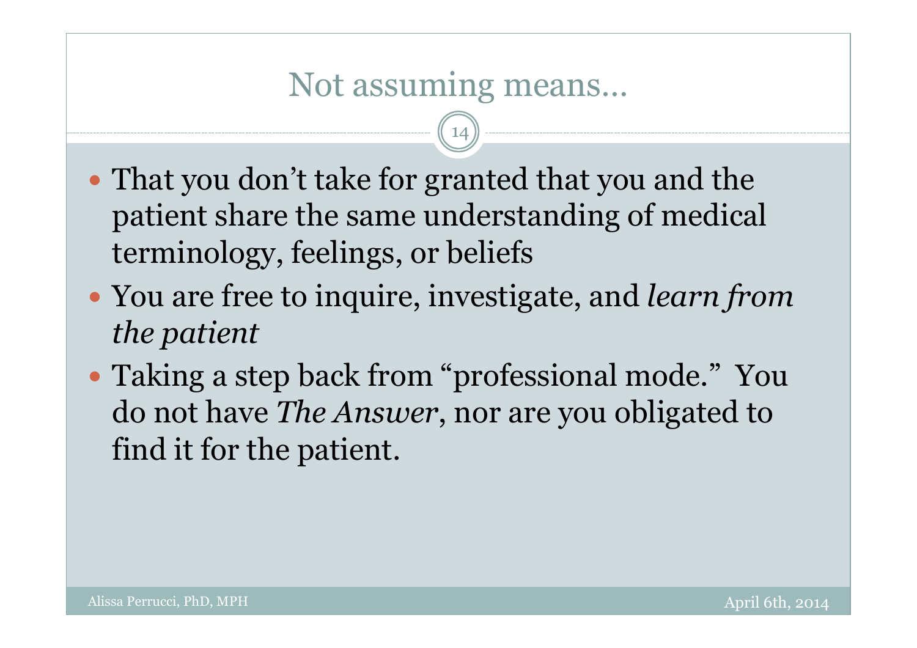# Not assuming means…

- That you don't take for granted that you and the patient share the same understanding of medical terminology, feelings, or beliefs
- You are free to inquire, investigate, and *learn from the patient*
- Taking a step back from "professional mode." You do not have *The Answer*, nor are you obligated to find it for the patient.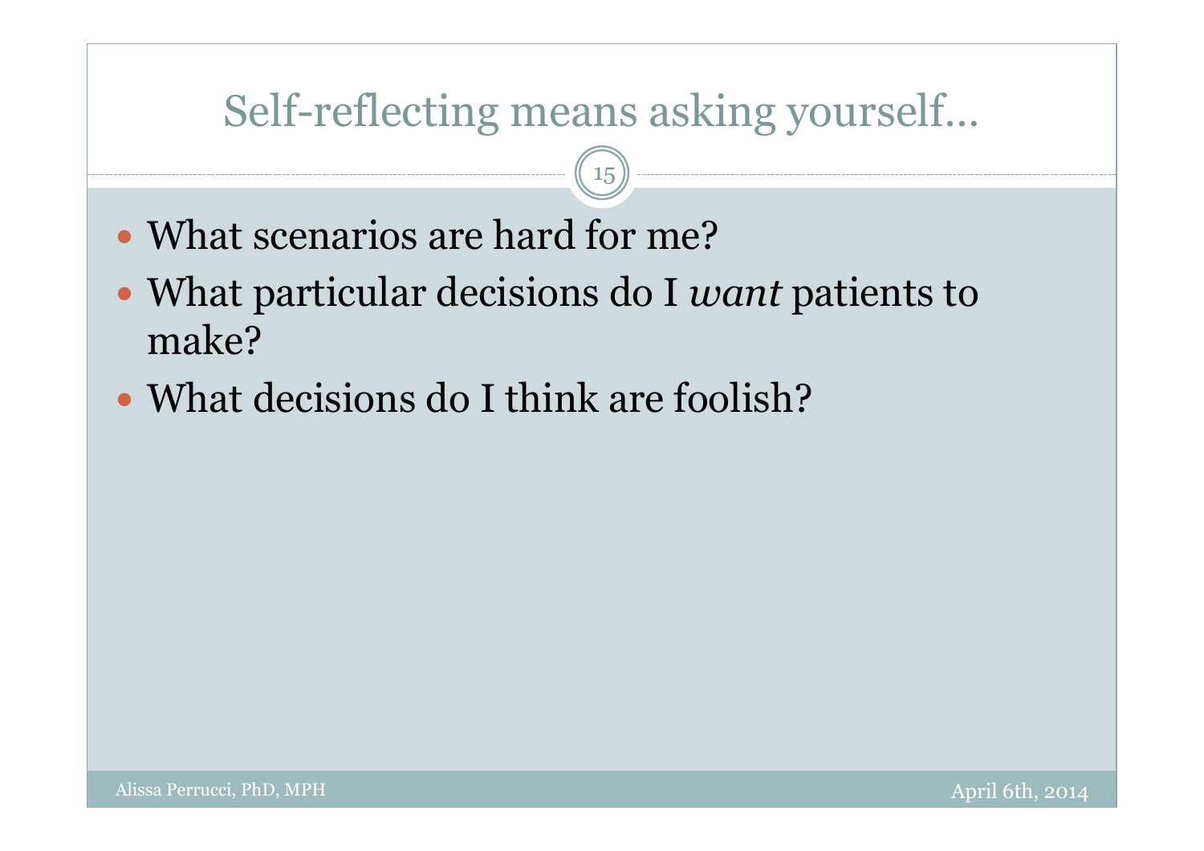# Self-reflecting means asking yourself…

- What scenarios are hard for me?
- What particular decisions do I *want* patients to make?
- What decisions do I think are foolish?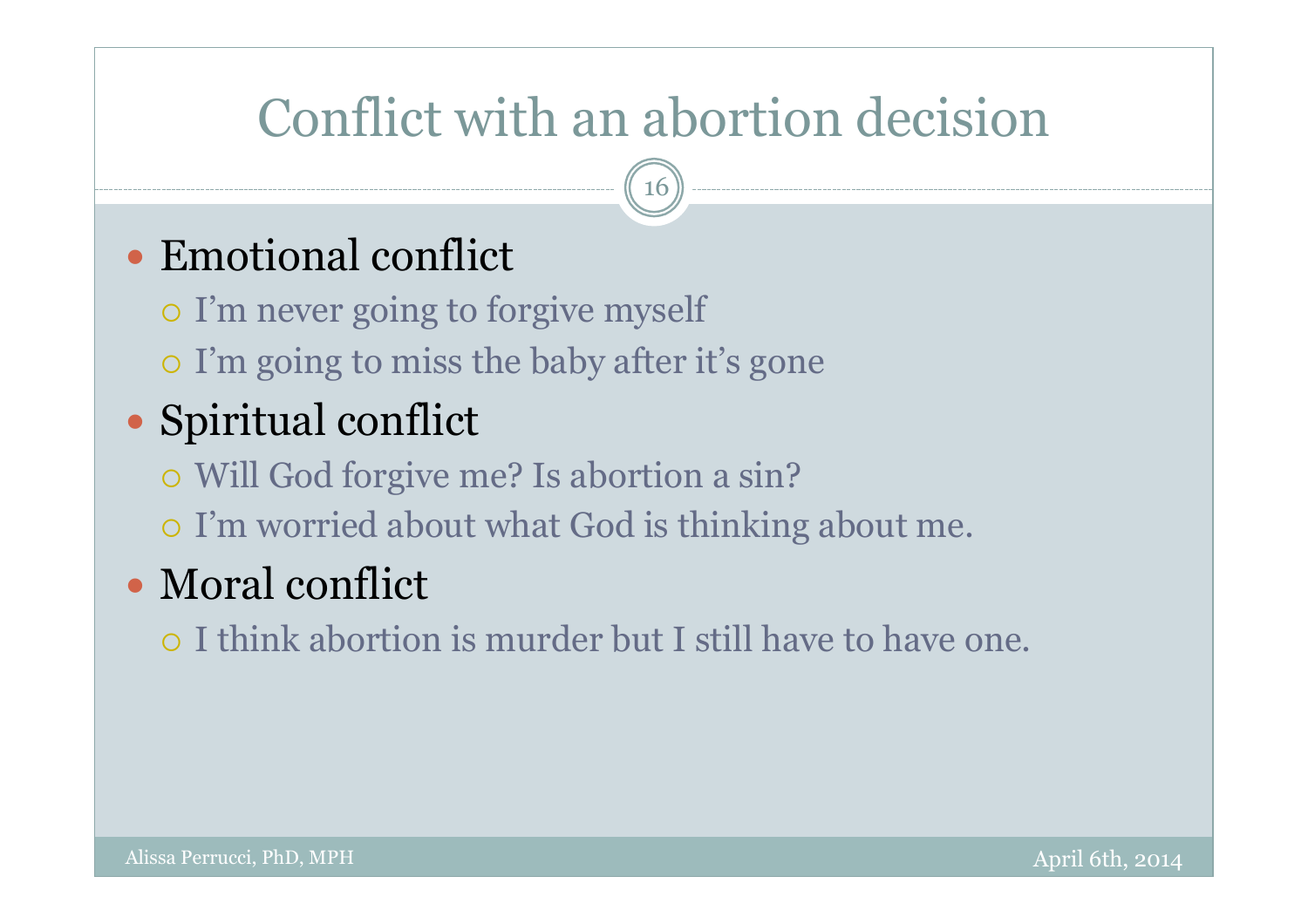# Conflict with an abortion decision

- Emotional conflict
  - I'm never going to forgive myself
  - I'm going to miss the baby after it's gone
- Spiritual conflict
  - Will God forgive me? Is abortion a sin?
  - I'm worried about what God is thinking about me.
- Moral conflict
  - I think abortion is murder but I still have to have one.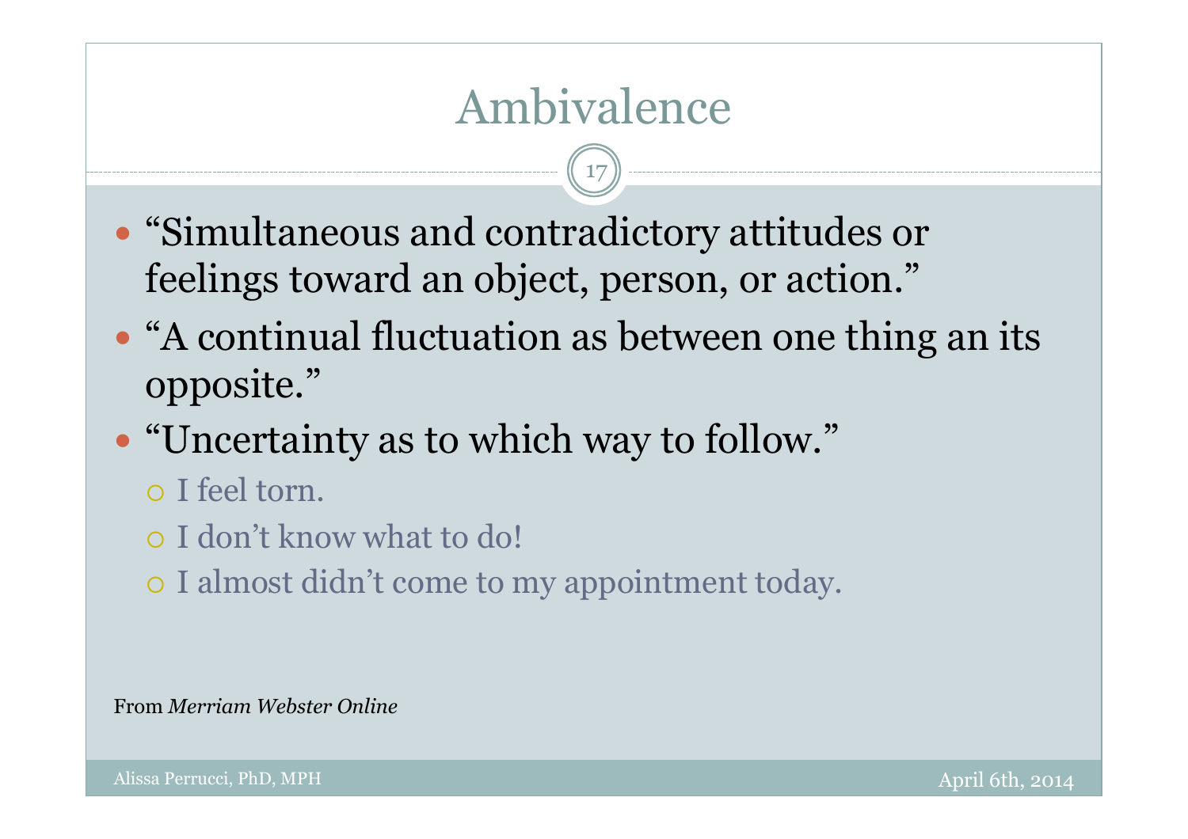# Ambivalence

- "Simultaneous and contradictory attitudes or feelings toward an object, person, or action."
- "A continual fluctuation as between one thing an its opposite."
- "Uncertainty as to which way to follow."
  - I feel torn.
  - I don't know what to do!
  - I almost didn't come to my appointment today.

From *Merriam Webster Online*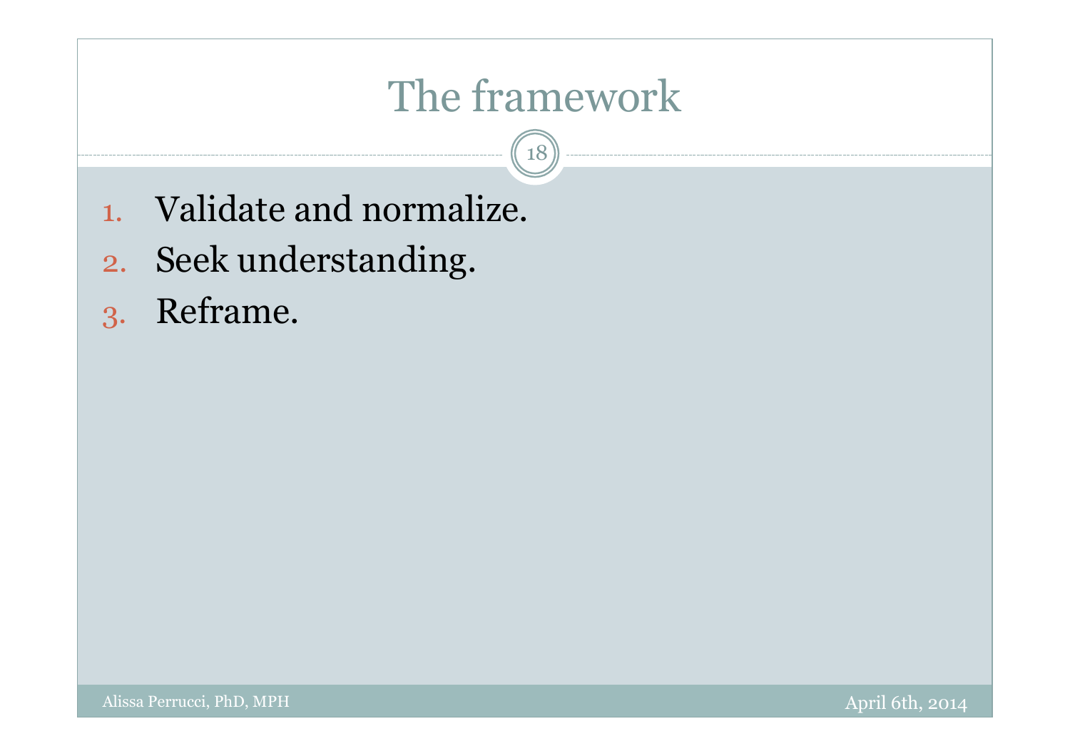# The framework

1. Validate and normalize.
2. Seek understanding.
3. Reframe.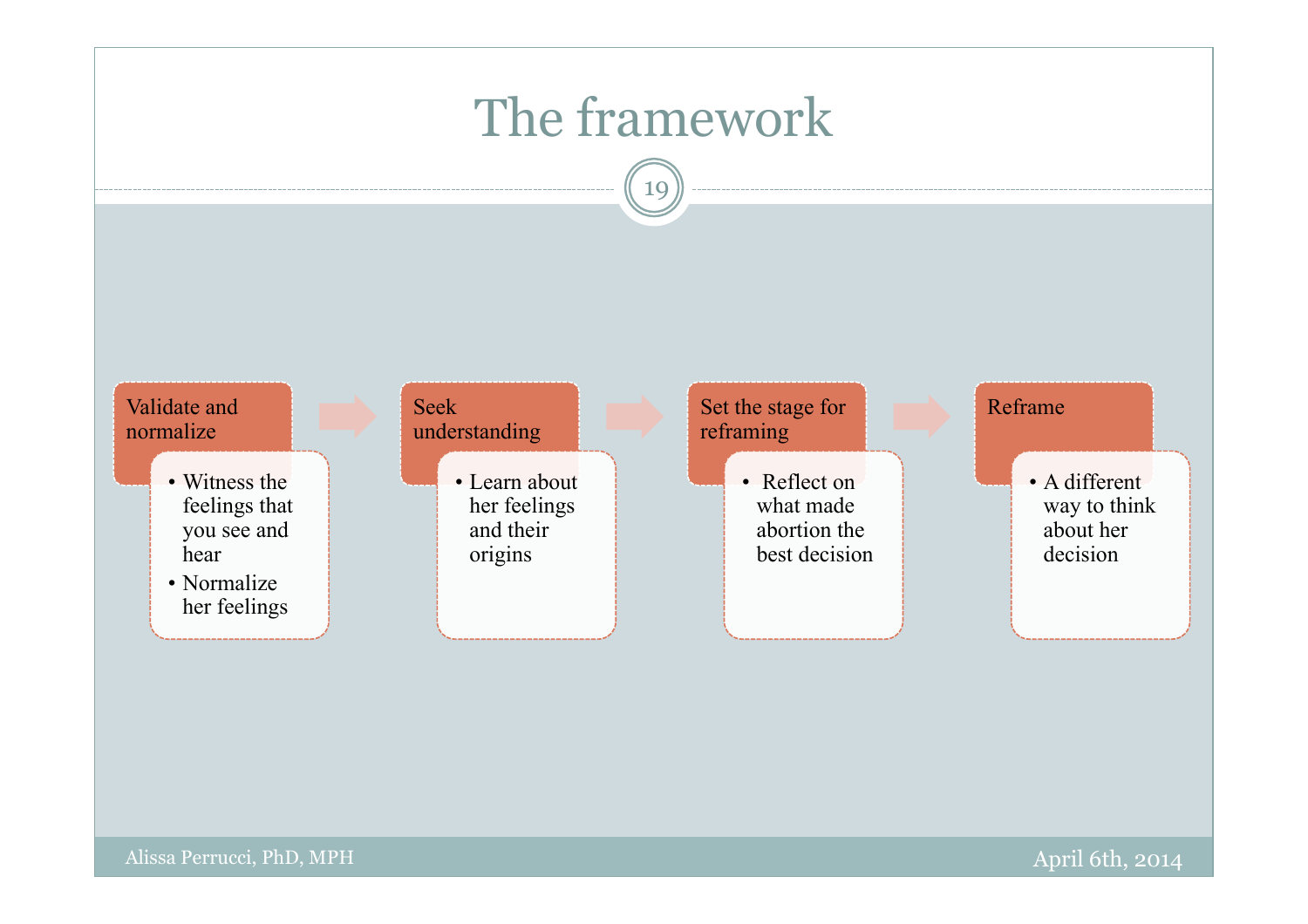# The framework

**Validate and normalize** → **Seek understanding** → **Set the stage for reframing** → **Reframe**

**Validate and normalize**
- Witness the feelings that you see and hear
- Normalize her feelings

**Seek understanding**
- Learn about her feelings and their origins

**Set the stage for reframing**
- Reflect on what made abortion the best decision

**Reframe**
- A different way to think about her decision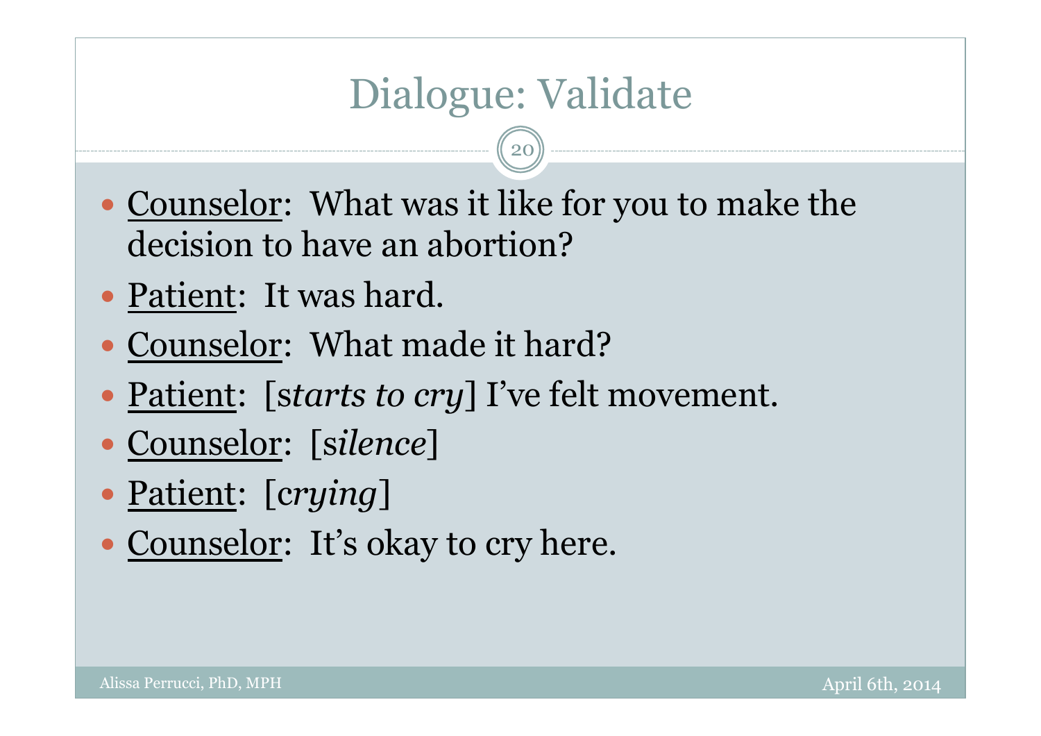# Dialogue: Validate

- Counselor: What was it like for you to make the decision to have an abortion?
- Patient: It was hard.
- Counselor: What made it hard?
- Patient: [*starts to cry*] I've felt movement.
- Counselor: [*silence*]
- Patient: [*crying*]
- Counselor: It's okay to cry here.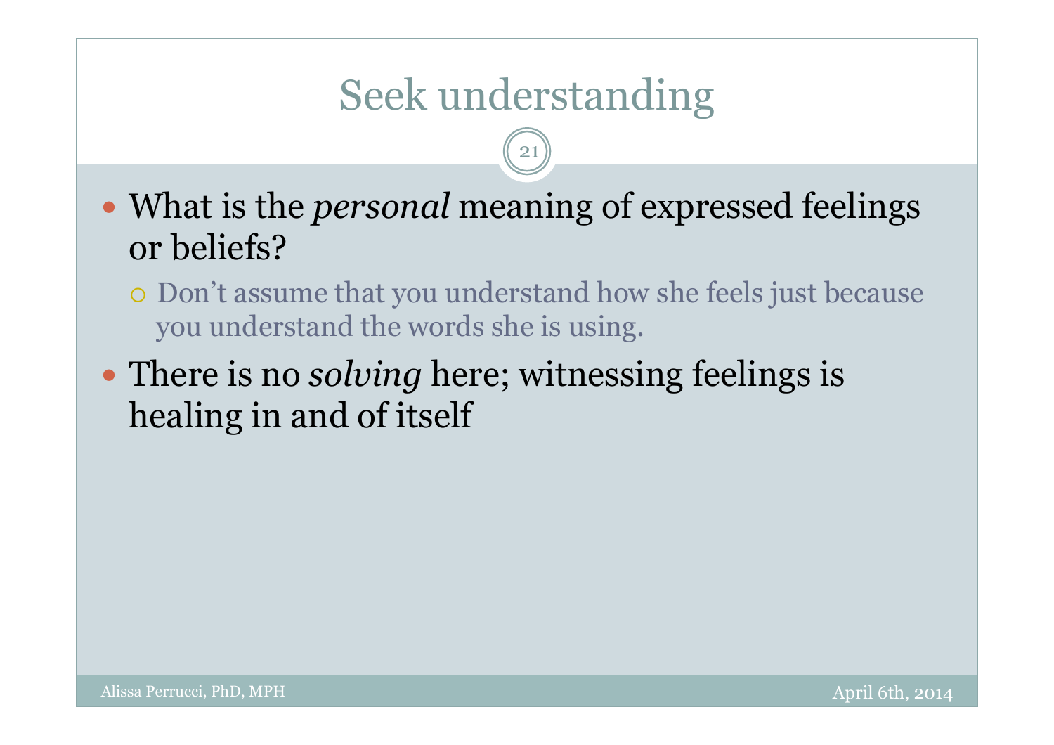# Seek understanding

- What is the *personal* meaning of expressed feelings or beliefs?
  - Don't assume that you understand how she feels just because you understand the words she is using.
- There is no *solving* here; witnessing feelings is healing in and of itself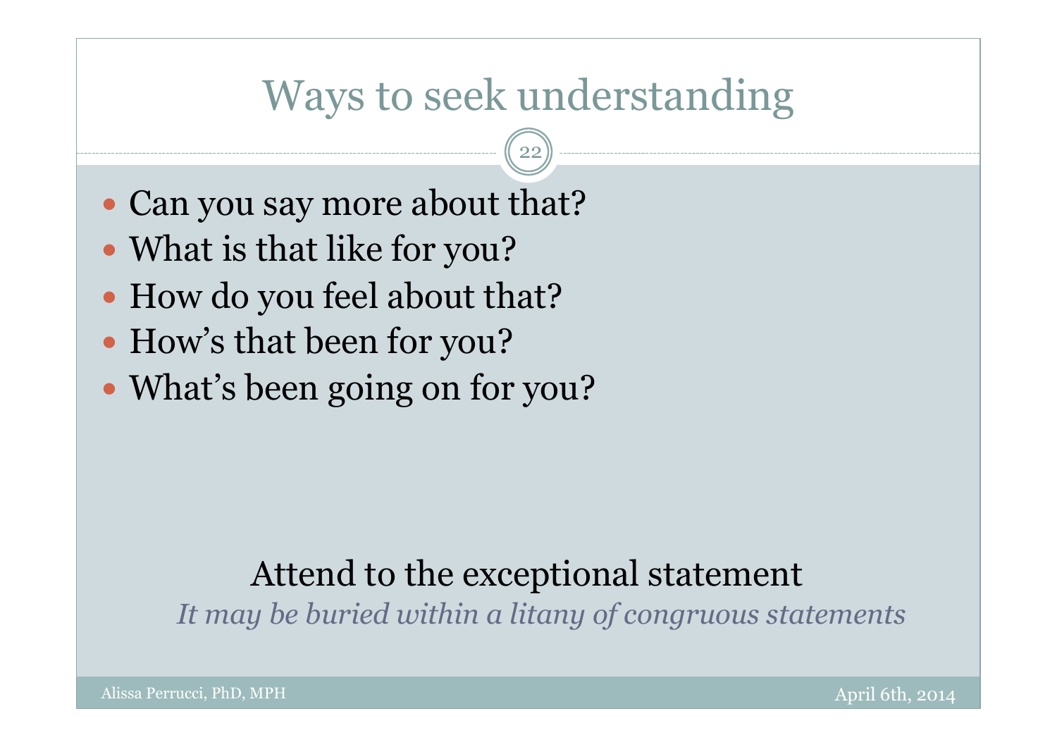# Ways to seek understanding

- Can you say more about that?
- What is that like for you?
- How do you feel about that?
- How's that been for you?
- What's been going on for you?

Attend to the exceptional statement

*It may be buried within a litany of congruous statements*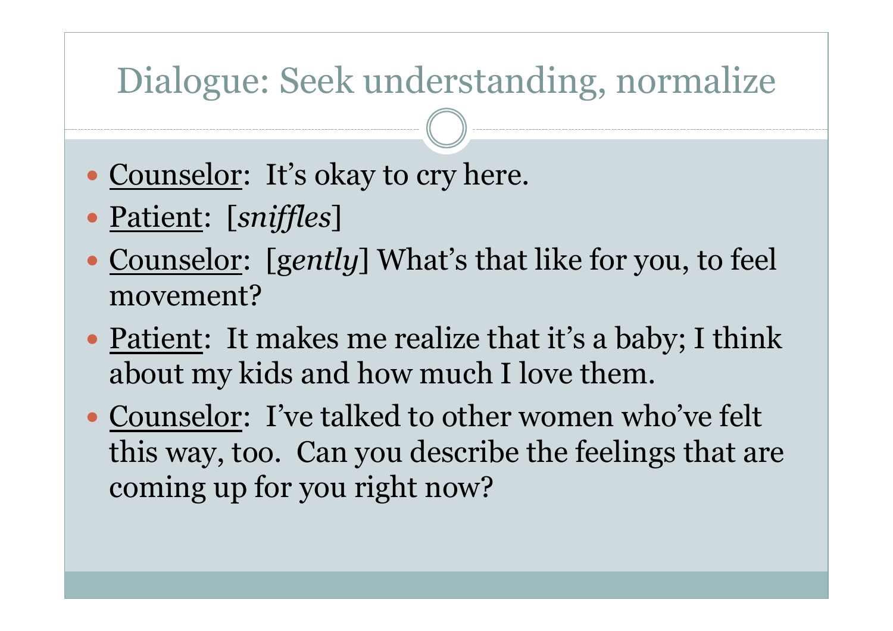# Dialogue: Seek understanding, normalize

- Counselor: It's okay to cry here.
- Patient: [*sniffles*]
- Counselor: [g*ently*] What's that like for you, to feel movement?
- Patient: It makes me realize that it's a baby; I think about my kids and how much I love them.
- Counselor: I've talked to other women who've felt this way, too. Can you describe the feelings that are coming up for you right now?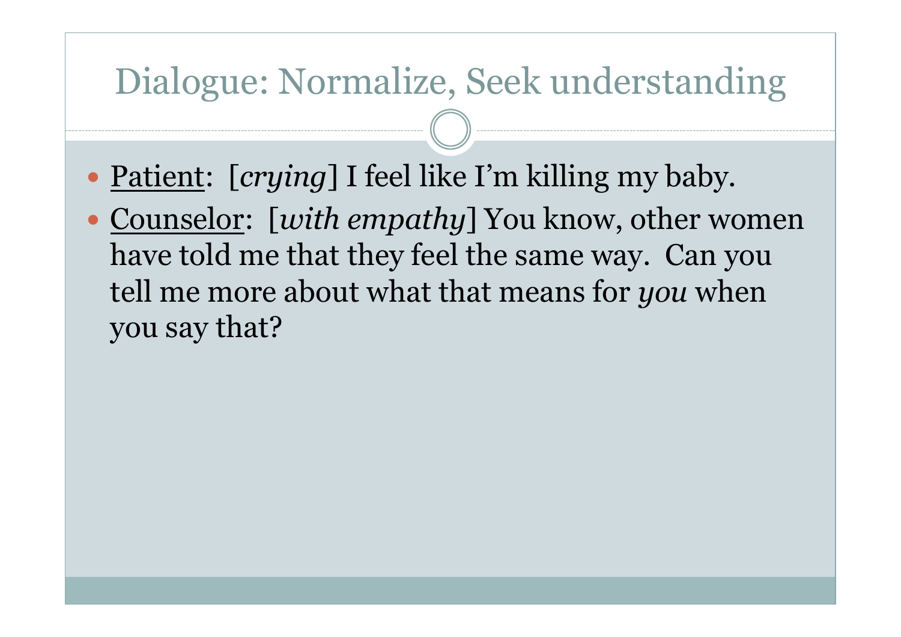# Dialogue: Normalize, Seek understanding

- <u>Patient</u>: [*crying*] I feel like I'm killing my baby.
- <u>Counselor</u>: [*with empathy*] You know, other women have told me that they feel the same way. Can you tell me more about what that means for *you* when you say that?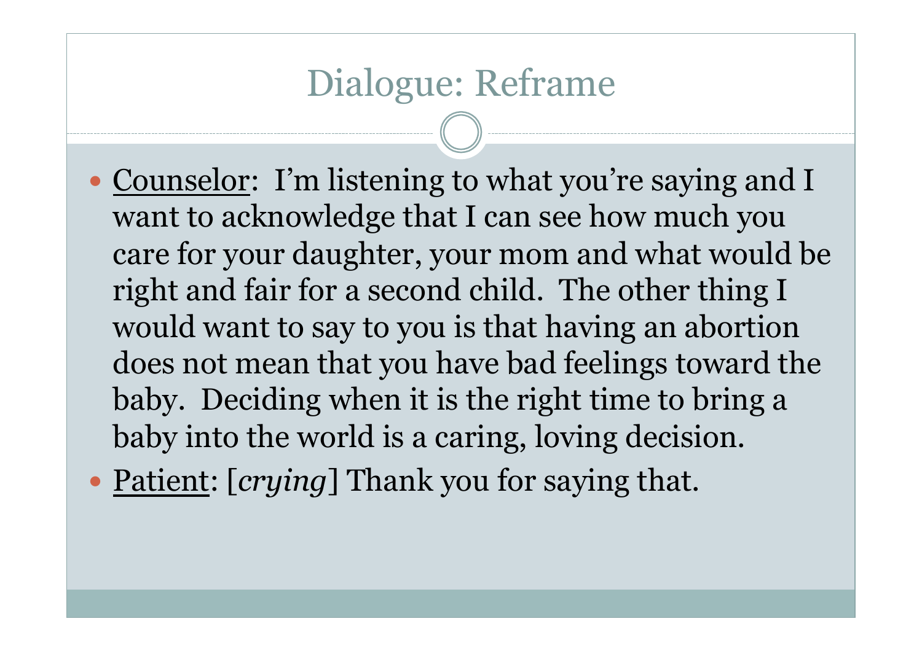# Dialogue: Reframe

- <u>Counselor</u>: I'm listening to what you're saying and I want to acknowledge that I can see how much you care for your daughter, your mom and what would be right and fair for a second child. The other thing I would want to say to you is that having an abortion does not mean that you have bad feelings toward the baby. Deciding when it is the right time to bring a baby into the world is a caring, loving decision.
- <u>Patient</u>: [*crying*] Thank you for saying that.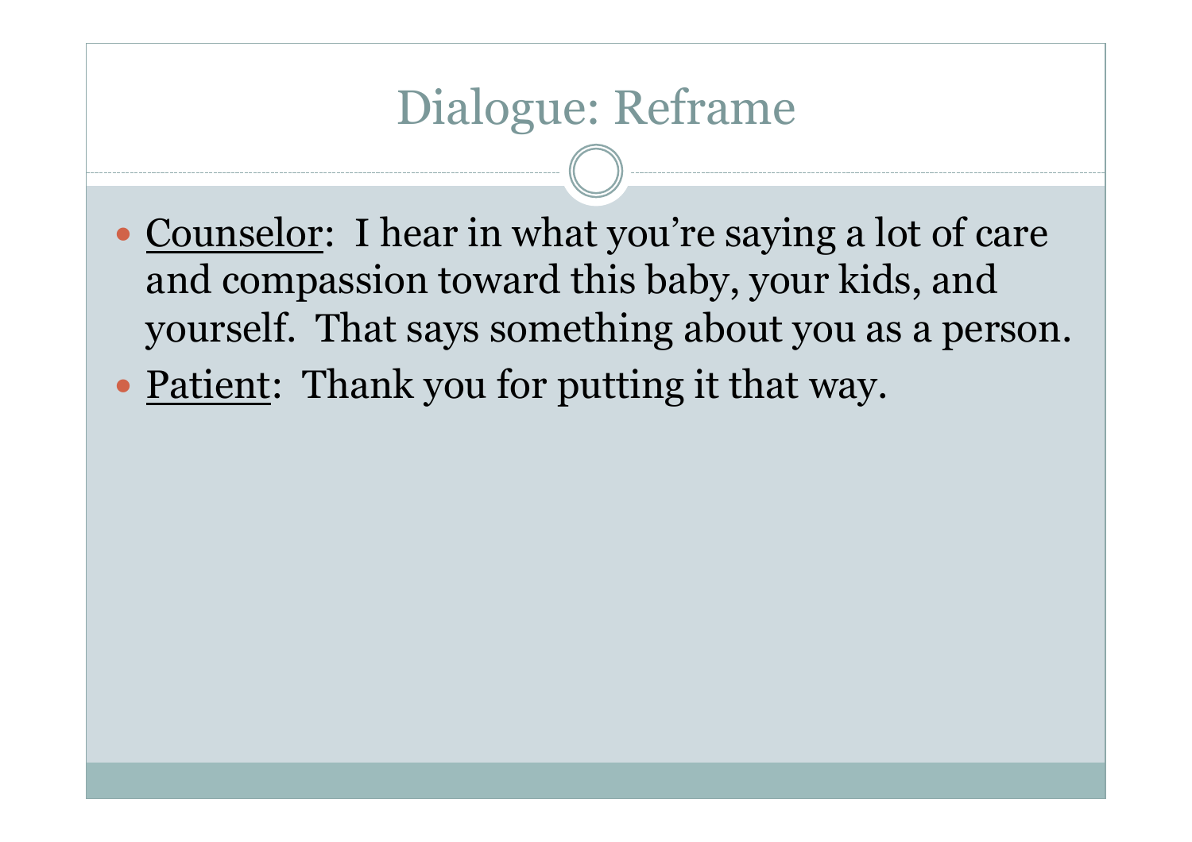# Dialogue: Reframe

- Counselor: I hear in what you're saying a lot of care and compassion toward this baby, your kids, and yourself. That says something about you as a person.
- Patient: Thank you for putting it that way.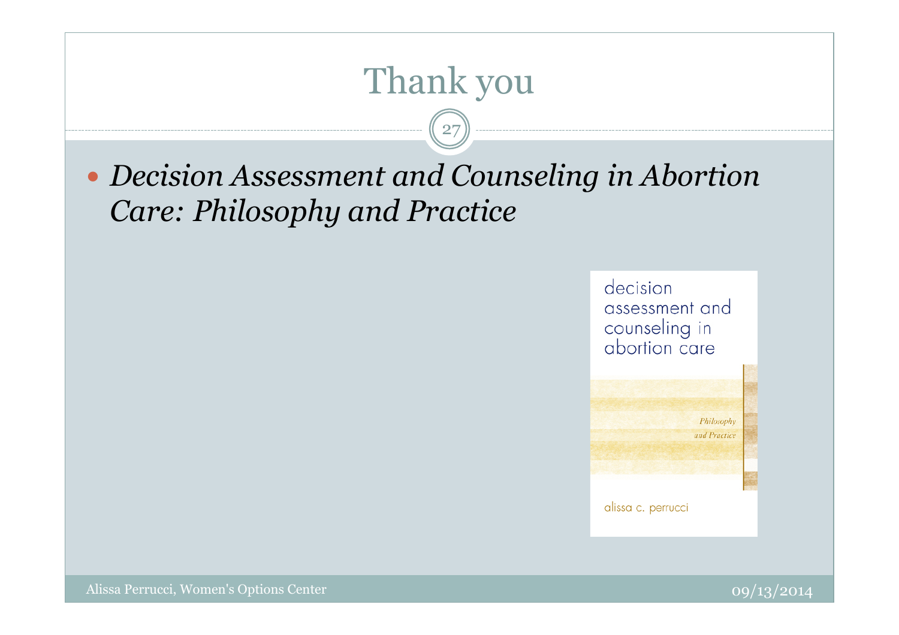# Thank you

- *Decision Assessment and Counseling in Abortion Care: Philosophy and Practice*

decision assessment and counseling in abortion care

*Philosophy and Practice*

alissa c. perrucci